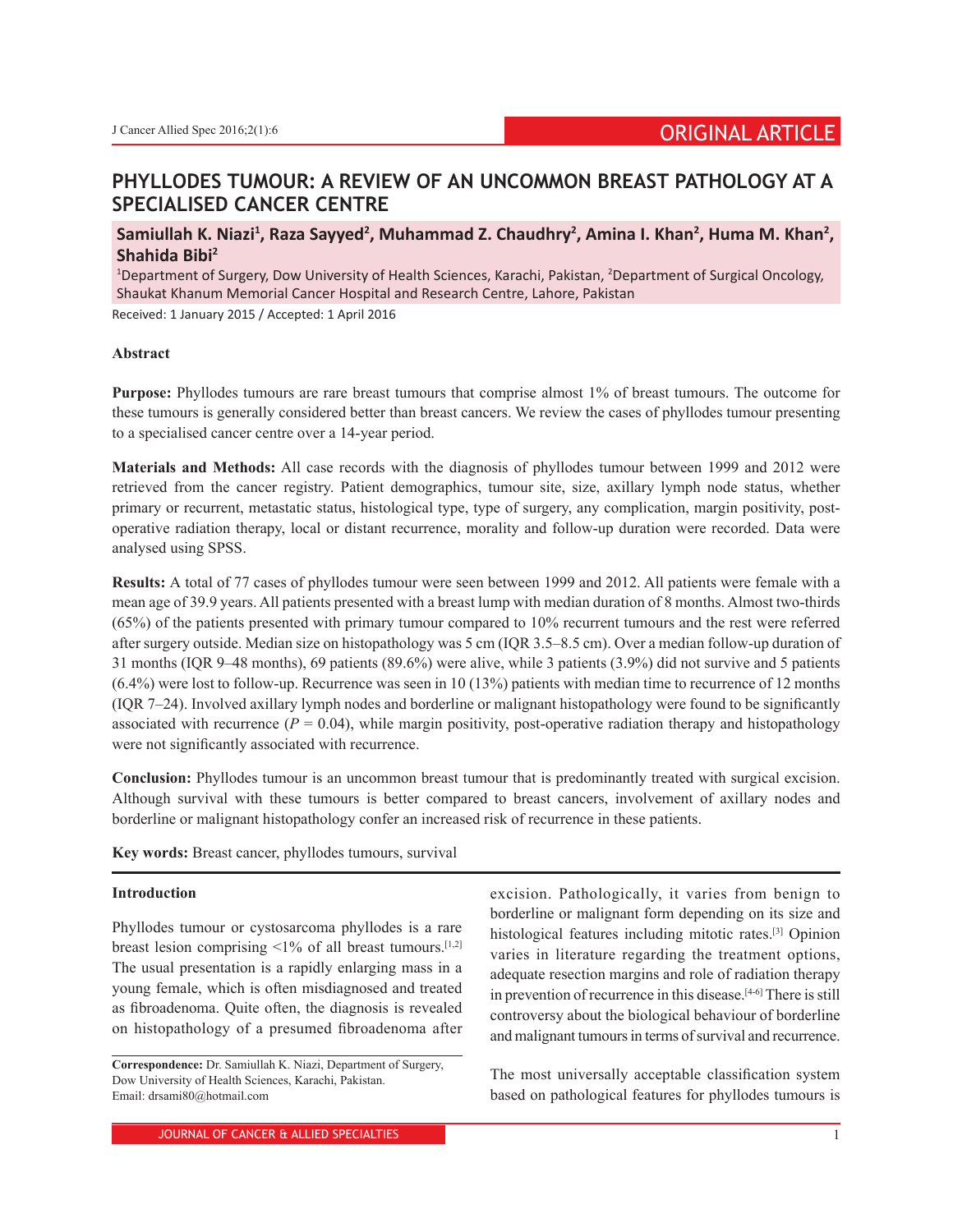ORIGINAL ARTICLE

# PHYLLODES TUMOUR: A REVIEW OF AN UNCOMMON BREAST PATHOLOGY AT A SPECIALISED CANCER CENTRE

**Samiullah K. Niazi[1], Raza Sayyed[2], Muhammad Z. Chaudhry[2], Amina I. Khan[2], Huma M. Khan[2], Shahida Bibi[2]**

[1]Department of Surgery, Dow University of Health Sciences, Karachi, Pakistan, [2]Department of Surgical Oncology, Shaukat Khanum Memorial Cancer Hospital and Research Centre, Lahore, Pakistan

Received: 1 January 2015 / Accepted: 1 April 2016

## Abstract

**Purpose:** Phyllodes tumours are rare breast tumours that comprise almost 1% of breast tumours. The outcome for these tumours is generally considered better than breast cancers. We review the cases of phyllodes tumour presenting to a specialised cancer centre over a 14-year period.

**Materials and Methods:** All case records with the diagnosis of phyllodes tumour between 1999 and 2012 were retrieved from the cancer registry. Patient demographics, tumour site, size, axillary lymph node status, whether primary or recurrent, metastatic status, histological type, type of surgery, any complication, margin positivity, post-operative radiation therapy, local or distant recurrence, morality and follow-up duration were recorded. Data were analysed using SPSS.

**Results:** A total of 77 cases of phyllodes tumour were seen between 1999 and 2012. All patients were female with a mean age of 39.9 years. All patients presented with a breast lump with median duration of 8 months. Almost two-thirds (65%) of the patients presented with primary tumour compared to 10% recurrent tumours and the rest were referred after surgery outside. Median size on histopathology was 5 cm (IQR 3.5–8.5 cm). Over a median follow-up duration of 31 months (IQR 9–48 months), 69 patients (89.6%) were alive, while 3 patients (3.9%) did not survive and 5 patients (6.4%) were lost to follow-up. Recurrence was seen in 10 (13%) patients with median time to recurrence of 12 months (IQR 7–24). Involved axillary lymph nodes and borderline or malignant histopathology were found to be significantly associated with recurrence ($P = 0.04$), while margin positivity, post-operative radiation therapy and histopathology were not significantly associated with recurrence.

**Conclusion:** Phyllodes tumour is an uncommon breast tumour that is predominantly treated with surgical excision. Although survival with these tumours is better compared to breast cancers, involvement of axillary nodes and borderline or malignant histopathology confer an increased risk of recurrence in these patients.

**Key words:** Breast cancer, phyllodes tumours, survival

## Introduction

Phyllodes tumour or cystosarcoma phyllodes is a rare breast lesion comprising <1% of all breast tumours.[1,2] The usual presentation is a rapidly enlarging mass in a young female, which is often misdiagnosed and treated as fibroadenoma. Quite often, the diagnosis is revealed on histopathology of a presumed fibroadenoma after excision. Pathologically, it varies from benign to borderline or malignant form depending on its size and histological features including mitotic rates.[3] Opinion varies in literature regarding the treatment options, adequate resection margins and role of radiation therapy in prevention of recurrence in this disease.[4-6] There is still controversy about the biological behaviour of borderline and malignant tumours in terms of survival and recurrence.

The most universally acceptable classification system based on pathological features for phyllodes tumours is

**Correspondence:** Dr. Samiullah K. Niazi, Department of Surgery, Dow University of Health Sciences, Karachi, Pakistan. Email: drsami80@hotmail.com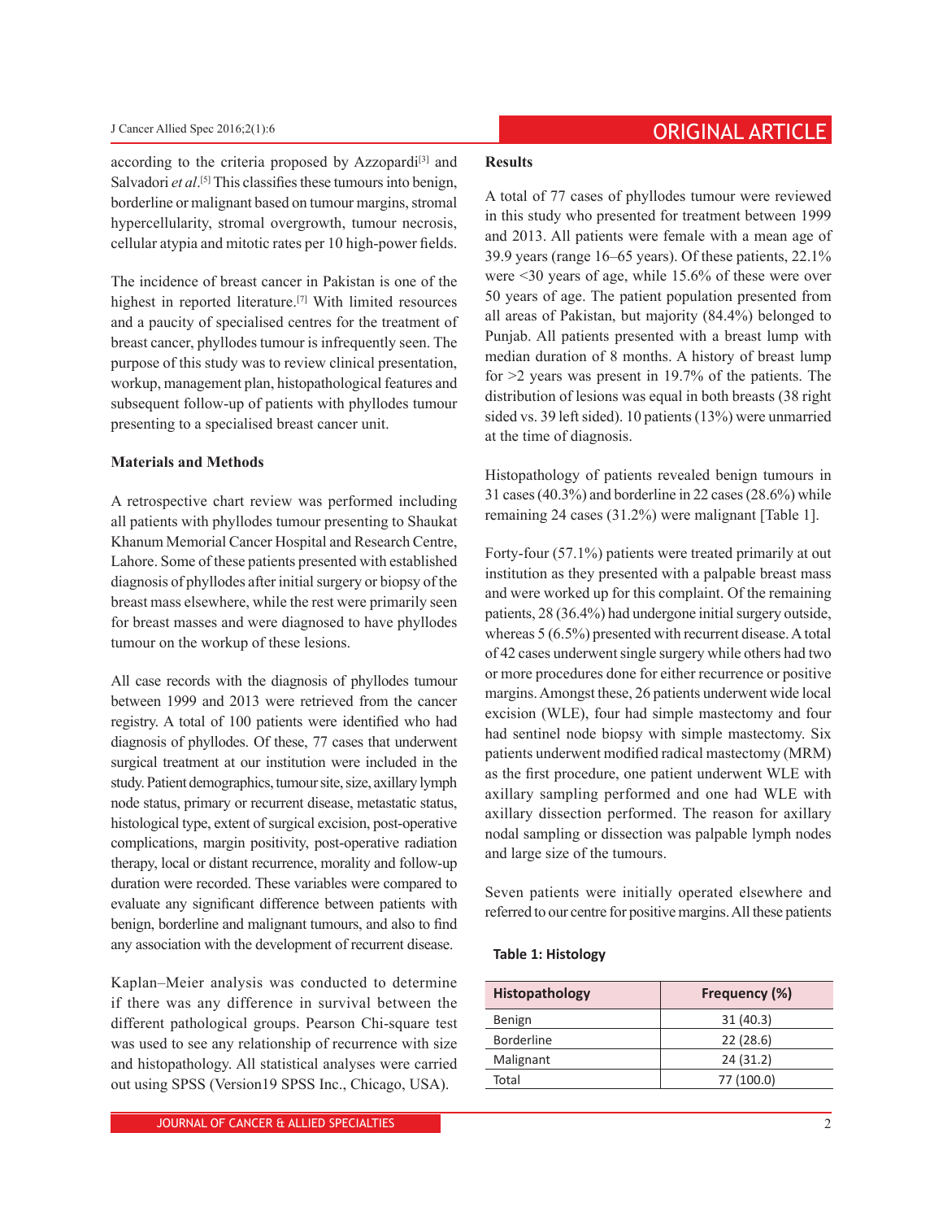according to the criteria proposed by Azzopardi[3] and Salvadori *et al*.[5] This classifies these tumours into benign, borderline or malignant based on tumour margins, stromal hypercellularity, stromal overgrowth, tumour necrosis, cellular atypia and mitotic rates per 10 high-power fields.

The incidence of breast cancer in Pakistan is one of the highest in reported literature.[7] With limited resources and a paucity of specialised centres for the treatment of breast cancer, phyllodes tumour is infrequently seen. The purpose of this study was to review clinical presentation, workup, management plan, histopathological features and subsequent follow-up of patients with phyllodes tumour presenting to a specialised breast cancer unit.

**Materials and Methods**

A retrospective chart review was performed including all patients with phyllodes tumour presenting to Shaukat Khanum Memorial Cancer Hospital and Research Centre, Lahore. Some of these patients presented with established diagnosis of phyllodes after initial surgery or biopsy of the breast mass elsewhere, while the rest were primarily seen for breast masses and were diagnosed to have phyllodes tumour on the workup of these lesions.

All case records with the diagnosis of phyllodes tumour between 1999 and 2013 were retrieved from the cancer registry. A total of 100 patients were identified who had diagnosis of phyllodes. Of these, 77 cases that underwent surgical treatment at our institution were included in the study. Patient demographics, tumour site, size, axillary lymph node status, primary or recurrent disease, metastatic status, histological type, extent of surgical excision, post-operative complications, margin positivity, post-operative radiation therapy, local or distant recurrence, morality and follow-up duration were recorded. These variables were compared to evaluate any significant difference between patients with benign, borderline and malignant tumours, and also to find any association with the development of recurrent disease.

Kaplan–Meier analysis was conducted to determine if there was any difference in survival between the different pathological groups. Pearson Chi-square test was used to see any relationship of recurrence with size and histopathology. All statistical analyses were carried out using SPSS (Version19 SPSS Inc., Chicago, USA).

**Results**

A total of 77 cases of phyllodes tumour were reviewed in this study who presented for treatment between 1999 and 2013. All patients were female with a mean age of 39.9 years (range 16–65 years). Of these patients, 22.1% were <30 years of age, while 15.6% of these were over 50 years of age. The patient population presented from all areas of Pakistan, but majority (84.4%) belonged to Punjab. All patients presented with a breast lump with median duration of 8 months. A history of breast lump for >2 years was present in 19.7% of the patients. The distribution of lesions was equal in both breasts (38 right sided vs. 39 left sided). 10 patients (13%) were unmarried at the time of diagnosis.

Histopathology of patients revealed benign tumours in 31 cases (40.3%) and borderline in 22 cases (28.6%) while remaining 24 cases (31.2%) were malignant [Table 1].

Forty-four (57.1%) patients were treated primarily at out institution as they presented with a palpable breast mass and were worked up for this complaint. Of the remaining patients, 28 (36.4%) had undergone initial surgery outside, whereas 5 (6.5%) presented with recurrent disease. A total of 42 cases underwent single surgery while others had two or more procedures done for either recurrence or positive margins. Amongst these, 26 patients underwent wide local excision (WLE), four had simple mastectomy and four had sentinel node biopsy with simple mastectomy. Six patients underwent modified radical mastectomy (MRM) as the first procedure, one patient underwent WLE with axillary sampling performed and one had WLE with axillary dissection performed. The reason for axillary nodal sampling or dissection was palpable lymph nodes and large size of the tumours.

Seven patients were initially operated elsewhere and referred to our centre for positive margins. All these patients

**Table 1: Histology**

| Histopathology | Frequency (%) |
|---|---|
| Benign | 31 (40.3) |
| Borderline | 22 (28.6) |
| Malignant | 24 (31.2) |
| Total | 77 (100.0) |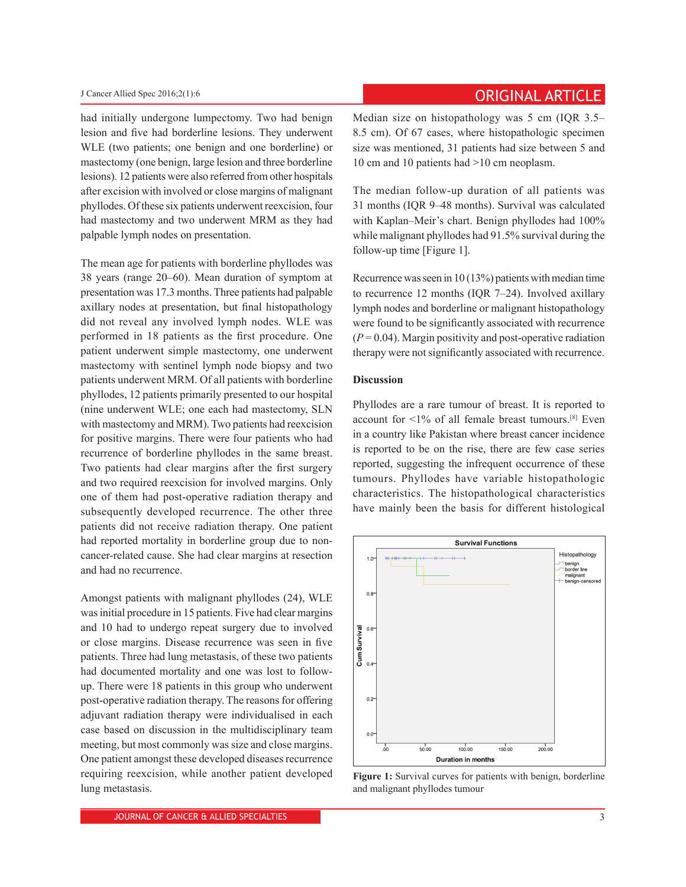had initially undergone lumpectomy. Two had benign lesion and five had borderline lesions. They underwent WLE (two patients; one benign and one borderline) or mastectomy (one benign, large lesion and three borderline lesions). 12 patients were also referred from other hospitals after excision with involved or close margins of malignant phyllodes. Of these six patients underwent reexcision, four had mastectomy and two underwent MRM as they had palpable lymph nodes on presentation.

The mean age for patients with borderline phyllodes was 38 years (range 20–60). Mean duration of symptom at presentation was 17.3 months. Three patients had palpable axillary nodes at presentation, but final histopathology did not reveal any involved lymph nodes. WLE was performed in 18 patients as the first procedure. One patient underwent simple mastectomy, one underwent mastectomy with sentinel lymph node biopsy and two patients underwent MRM. Of all patients with borderline phyllodes, 12 patients primarily presented to our hospital (nine underwent WLE; one each had mastectomy, SLN with mastectomy and MRM). Two patients had reexcision for positive margins. There were four patients who had recurrence of borderline phyllodes in the same breast. Two patients had clear margins after the first surgery and two required reexcision for involved margins. Only one of them had post-operative radiation therapy and subsequently developed recurrence. The other three patients did not receive radiation therapy. One patient had reported mortality in borderline group due to non-cancer-related cause. She had clear margins at resection and had no recurrence.

Amongst patients with malignant phyllodes (24), WLE was initial procedure in 15 patients. Five had clear margins and 10 had to undergo repeat surgery due to involved or close margins. Disease recurrence was seen in five patients. Three had lung metastasis, of these two patients had documented mortality and one was lost to follow-up. There were 18 patients in this group who underwent post-operative radiation therapy. The reasons for offering adjuvant radiation therapy were individualised in each case based on discussion in the multidisciplinary team meeting, but most commonly was size and close margins. One patient amongst these developed diseases recurrence requiring reexcision, while another patient developed lung metastasis.

Median size on histopathology was 5 cm (IQR 3.5–8.5 cm). Of 67 cases, where histopathologic specimen size was mentioned, 31 patients had size between 5 and 10 cm and 10 patients had >10 cm neoplasm.

The median follow-up duration of all patients was 31 months (IQR 9–48 months). Survival was calculated with Kaplan–Meir's chart. Benign phyllodes had 100% while malignant phyllodes had 91.5% survival during the follow-up time [Figure 1].

Recurrence was seen in 10 (13%) patients with median time to recurrence 12 months (IQR 7–24). Involved axillary lymph nodes and borderline or malignant histopathology were found to be significantly associated with recurrence ($P = 0.04$). Margin positivity and post-operative radiation therapy were not significantly associated with recurrence.

## Discussion

Phyllodes are a rare tumour of breast. It is reported to account for <1% of all female breast tumours.[8] Even in a country like Pakistan where breast cancer incidence is reported to be on the rise, there are few case series reported, suggesting the infrequent occurrence of these tumours. Phyllodes have variable histopathologic characteristics. The histopathological characteristics have mainly been the basis for different histological

**Figure 1:** Survival curves for patients with benign, borderline and malignant phyllodes tumour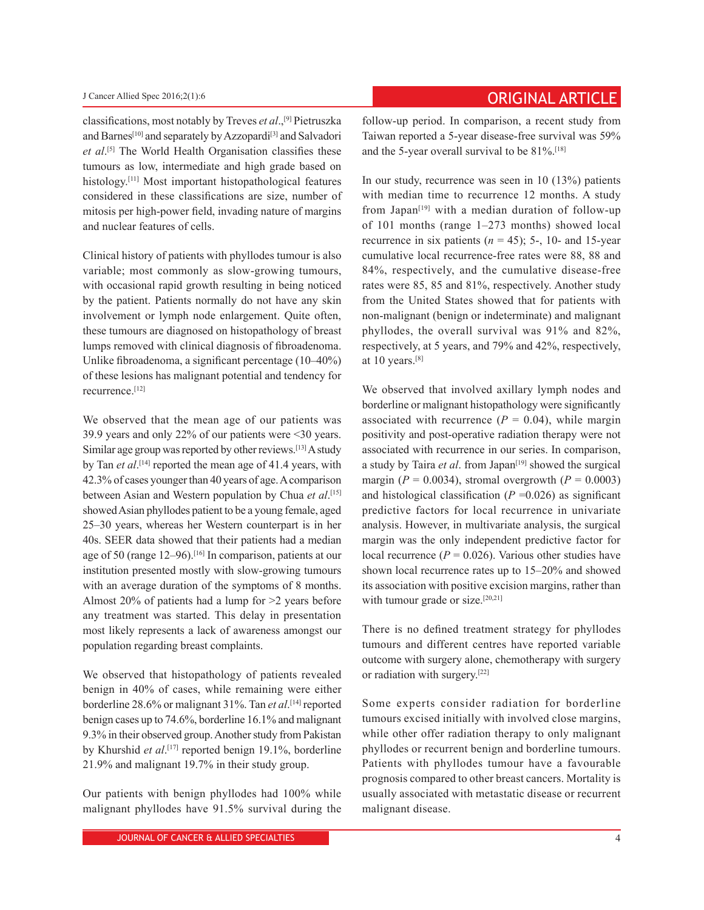classifications, most notably by Treves *et al*.,[9] Pietruszka and Barnes[10] and separately by Azzopardi[3] and Salvadori *et al*.[5] The World Health Organisation classifies these tumours as low, intermediate and high grade based on histology.[11] Most important histopathological features considered in these classifications are size, number of mitosis per high-power field, invading nature of margins and nuclear features of cells.

Clinical history of patients with phyllodes tumour is also variable; most commonly as slow-growing tumours, with occasional rapid growth resulting in being noticed by the patient. Patients normally do not have any skin involvement or lymph node enlargement. Quite often, these tumours are diagnosed on histopathology of breast lumps removed with clinical diagnosis of fibroadenoma. Unlike fibroadenoma, a significant percentage (10–40%) of these lesions has malignant potential and tendency for recurrence.[12]

We observed that the mean age of our patients was 39.9 years and only 22% of our patients were <30 years. Similar age group was reported by other reviews.[13] A study by Tan *et al*.[14] reported the mean age of 41.4 years, with 42.3% of cases younger than 40 years of age. A comparison between Asian and Western population by Chua *et al*.[15] showed Asian phyllodes patient to be a young female, aged 25–30 years, whereas her Western counterpart is in her 40s. SEER data showed that their patients had a median age of 50 (range 12–96).[16] In comparison, patients at our institution presented mostly with slow-growing tumours with an average duration of the symptoms of 8 months. Almost 20% of patients had a lump for >2 years before any treatment was started. This delay in presentation most likely represents a lack of awareness amongst our population regarding breast complaints.

We observed that histopathology of patients revealed benign in 40% of cases, while remaining were either borderline 28.6% or malignant 31%. Tan *et al*.[14] reported benign cases up to 74.6%, borderline 16.1% and malignant 9.3% in their observed group. Another study from Pakistan by Khurshid *et al*.[17] reported benign 19.1%, borderline 21.9% and malignant 19.7% in their study group.

Our patients with benign phyllodes had 100% while malignant phyllodes have 91.5% survival during the follow-up period. In comparison, a recent study from Taiwan reported a 5-year disease-free survival was 59% and the 5-year overall survival to be 81%.[18]

In our study, recurrence was seen in 10 (13%) patients with median time to recurrence 12 months. A study from Japan[19] with a median duration of follow-up of 101 months (range 1–273 months) showed local recurrence in six patients ($n = 45$); 5-, 10- and 15-year cumulative local recurrence-free rates were 88, 88 and 84%, respectively, and the cumulative disease-free rates were 85, 85 and 81%, respectively. Another study from the United States showed that for patients with non-malignant (benign or indeterminate) and malignant phyllodes, the overall survival was 91% and 82%, respectively, at 5 years, and 79% and 42%, respectively, at 10 years.[8]

We observed that involved axillary lymph nodes and borderline or malignant histopathology were significantly associated with recurrence ($P = 0.04$), while margin positivity and post-operative radiation therapy were not associated with recurrence in our series. In comparison, a study by Taira *et al*. from Japan[19] showed the surgical margin ($P = 0.0034$), stromal overgrowth ($P = 0.0003$) and histological classification ($P = 0.026$) as significant predictive factors for local recurrence in univariate analysis. However, in multivariate analysis, the surgical margin was the only independent predictive factor for local recurrence ($P = 0.026$). Various other studies have shown local recurrence rates up to 15–20% and showed its association with positive excision margins, rather than with tumour grade or size.[20,21]

There is no defined treatment strategy for phyllodes tumours and different centres have reported variable outcome with surgery alone, chemotherapy with surgery or radiation with surgery.[22]

Some experts consider radiation for borderline tumours excised initially with involved close margins, while other offer radiation therapy to only malignant phyllodes or recurrent benign and borderline tumours. Patients with phyllodes tumour have a favourable prognosis compared to other breast cancers. Mortality is usually associated with metastatic disease or recurrent malignant disease.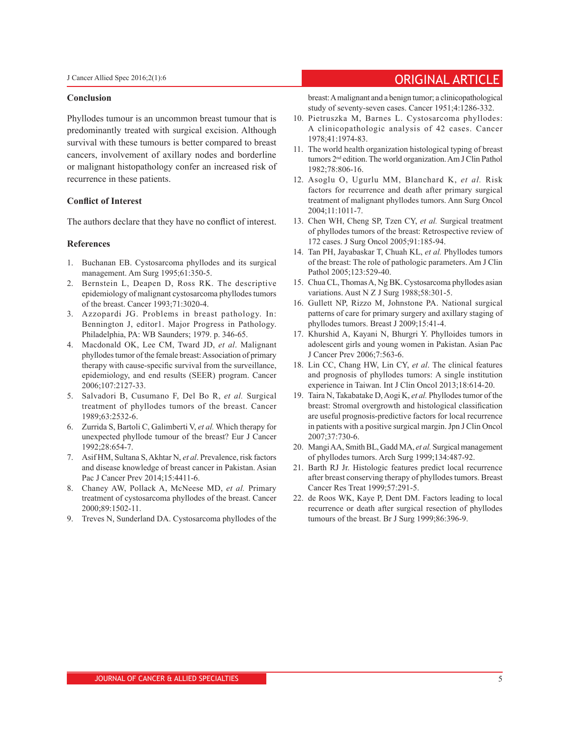## Conclusion

Phyllodes tumour is an uncommon breast tumour that is predominantly treated with surgical excision. Although survival with these tumours is better compared to breast cancers, involvement of axillary nodes and borderline or malignant histopathology confer an increased risk of recurrence in these patients.

## Conflict of Interest

The authors declare that they have no conflict of interest.

## References

1. Buchanan EB. Cystosarcoma phyllodes and its surgical management. Am Surg 1995;61:350-5.
2. Bernstein L, Deapen D, Ross RK. The descriptive epidemiology of malignant cystosarcoma phyllodes tumors of the breast. Cancer 1993;71:3020-4.
3. Azzopardi JG. Problems in breast pathology. In: Bennington J, editor1. Major Progress in Pathology. Philadelphia, PA: WB Saunders; 1979. p. 346-65.
4. Macdonald OK, Lee CM, Tward JD, *et al*. Malignant phyllodes tumor of the female breast: Association of primary therapy with cause-specific survival from the surveillance, epidemiology, and end results (SEER) program. Cancer 2006;107:2127-33.
5. Salvadori B, Cusumano F, Del Bo R, *et al.* Surgical treatment of phyllodes tumors of the breast. Cancer 1989;63:2532-6.
6. Zurrida S, Bartoli C, Galimberti V, *et al.* Which therapy for unexpected phyllode tumour of the breast? Eur J Cancer 1992;28:654-7.
7. Asif HM, Sultana S, Akhtar N, *et al*. Prevalence, risk factors and disease knowledge of breast cancer in Pakistan. Asian Pac J Cancer Prev 2014;15:4411-6.
8. Chaney AW, Pollack A, McNeese MD, *et al.* Primary treatment of cystosarcoma phyllodes of the breast. Cancer 2000;89:1502-11.
9. Treves N, Sunderland DA. Cystosarcoma phyllodes of the breast: A malignant and a benign tumor; a clinicopathological study of seventy-seven cases. Cancer 1951;4:1286-332.
10. Pietruszka M, Barnes L. Cystosarcoma phyllodes: A clinicopathologic analysis of 42 cases. Cancer 1978;41:1974-83.
11. The world health organization histological typing of breast tumors 2nd edition. The world organization. Am J Clin Pathol 1982;78:806-16.
12. Asoglu O, Ugurlu MM, Blanchard K, *et al.* Risk factors for recurrence and death after primary surgical treatment of malignant phyllodes tumors. Ann Surg Oncol 2004;11:1011-7.
13. Chen WH, Cheng SP, Tzen CY, *et al.* Surgical treatment of phyllodes tumors of the breast: Retrospective review of 172 cases. J Surg Oncol 2005;91:185-94.
14. Tan PH, Jayabaskar T, Chuah KL, *et al.* Phyllodes tumors of the breast: The role of pathologic parameters. Am J Clin Pathol 2005;123:529-40.
15. Chua CL, Thomas A, Ng BK. Cystosarcoma phyllodes asian variations. Aust N Z J Surg 1988;58:301-5.
16. Gullett NP, Rizzo M, Johnstone PA. National surgical patterns of care for primary surgery and axillary staging of phyllodes tumors. Breast J 2009;15:41-4.
17. Khurshid A, Kayani N, Bhurgri Y. Phylloides tumors in adolescent girls and young women in Pakistan. Asian Pac J Cancer Prev 2006;7:563-6.
18. Lin CC, Chang HW, Lin CY, *et al*. The clinical features and prognosis of phyllodes tumors: A single institution experience in Taiwan. Int J Clin Oncol 2013;18:614-20.
19. Taira N, Takabatake D, Aogi K, *et al.* Phyllodes tumor of the breast: Stromal overgrowth and histological classification are useful prognosis-predictive factors for local recurrence in patients with a positive surgical margin. Jpn J Clin Oncol 2007;37:730-6.
20. Mangi AA, Smith BL, Gadd MA, *et al.* Surgical management of phyllodes tumors. Arch Surg 1999;134:487-92.
21. Barth RJ Jr. Histologic features predict local recurrence after breast conserving therapy of phyllodes tumors. Breast Cancer Res Treat 1999;57:291-5.
22. de Roos WK, Kaye P, Dent DM. Factors leading to local recurrence or death after surgical resection of phyllodes tumours of the breast. Br J Surg 1999;86:396-9.